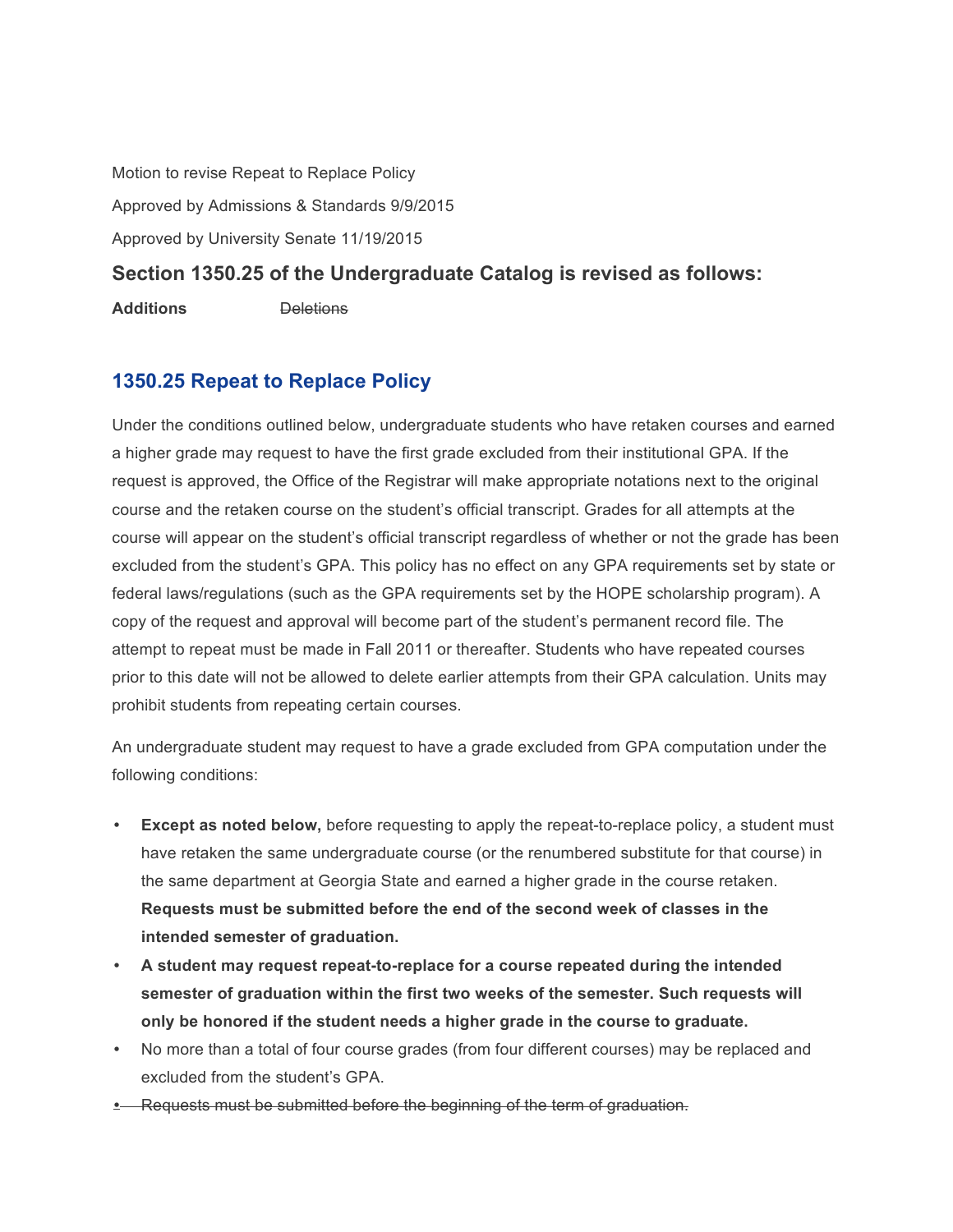Motion to revise Repeat to Replace Policy

Approved by Admissions & Standards 9/9/2015

Approved by University Senate 11/19/2015

### Section 1350.25 of the Undergraduate Catalog is revised as follows:

**Additions** ~~Deletions~~

## 1350.25 Repeat to Replace Policy

Under the conditions outlined below, undergraduate students who have retaken courses and earned a higher grade may request to have the first grade excluded from their institutional GPA. If the request is approved, the Office of the Registrar will make appropriate notations next to the original course and the retaken course on the student's official transcript. Grades for all attempts at the course will appear on the student's official transcript regardless of whether or not the grade has been excluded from the student's GPA. This policy has no effect on any GPA requirements set by state or federal laws/regulations (such as the GPA requirements set by the HOPE scholarship program). A copy of the request and approval will become part of the student's permanent record file. The attempt to repeat must be made in Fall 2011 or thereafter. Students who have repeated courses prior to this date will not be allowed to delete earlier attempts from their GPA calculation. Units may prohibit students from repeating certain courses.

An undergraduate student may request to have a grade excluded from GPA computation under the following conditions:

- **Except as noted below,** before requesting to apply the repeat-to-replace policy, a student must have retaken the same undergraduate course (or the renumbered substitute for that course) in the same department at Georgia State and earned a higher grade in the course retaken. **Requests must be submitted before the end of the second week of classes in the intended semester of graduation.**
- **A student may request repeat-to-replace for a course repeated during the intended semester of graduation within the first two weeks of the semester. Such requests will only be honored if the student needs a higher grade in the course to graduate.**
- No more than a total of four course grades (from four different courses) may be replaced and excluded from the student's GPA.
- ~~Requests must be submitted before the beginning of the term of graduation.~~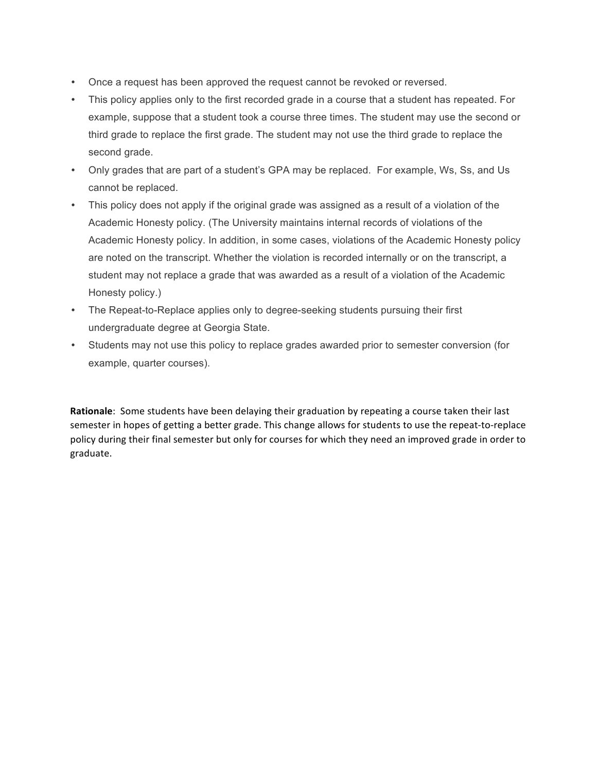- Once a request has been approved the request cannot be revoked or reversed.
- This policy applies only to the first recorded grade in a course that a student has repeated. For example, suppose that a student took a course three times. The student may use the second or third grade to replace the first grade. The student may not use the third grade to replace the second grade.
- Only grades that are part of a student's GPA may be replaced. For example, Ws, Ss, and Us cannot be replaced.
- This policy does not apply if the original grade was assigned as a result of a violation of the Academic Honesty policy. (The University maintains internal records of violations of the Academic Honesty policy. In addition, in some cases, violations of the Academic Honesty policy are noted on the transcript. Whether the violation is recorded internally or on the transcript, a student may not replace a grade that was awarded as a result of a violation of the Academic Honesty policy.)
- The Repeat-to-Replace applies only to degree-seeking students pursuing their first undergraduate degree at Georgia State.
- Students may not use this policy to replace grades awarded prior to semester conversion (for example, quarter courses).

**Rationale**: Some students have been delaying their graduation by repeating a course taken their last semester in hopes of getting a better grade. This change allows for students to use the repeat-to-replace policy during their final semester but only for courses for which they need an improved grade in order to graduate.